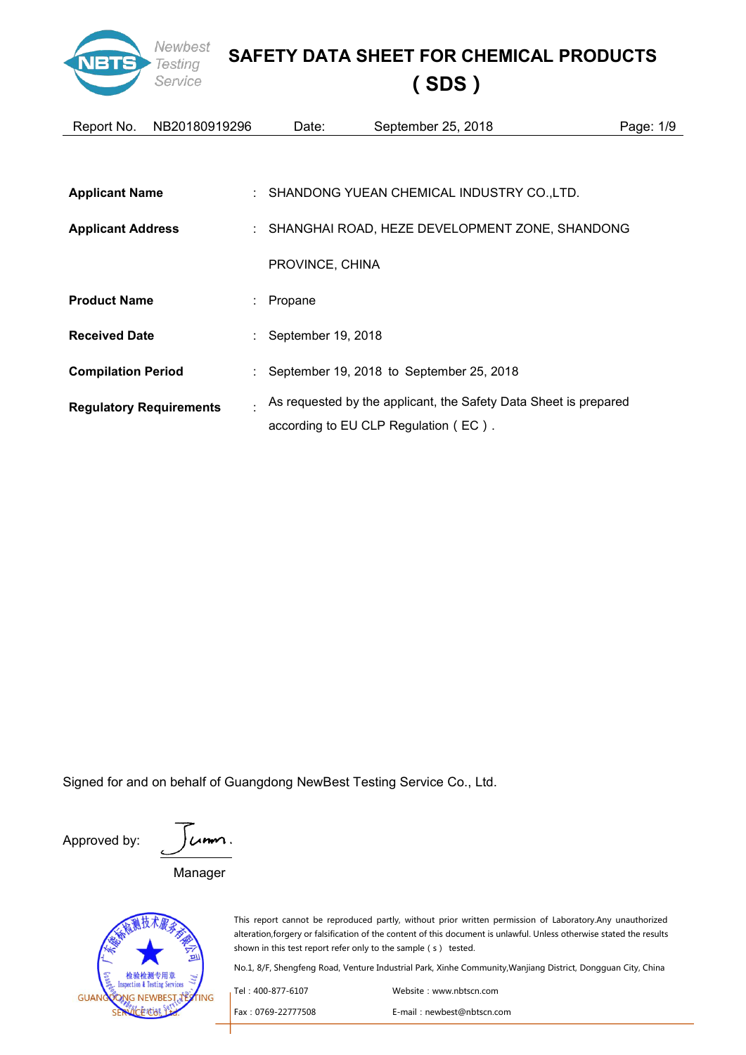# SAFETY DATA SHEET FOR CHEMICAL PRODUCTS ( SDS )

Report No. NB20180919296    Date: September 25, 2018

| | | |
|---|---|---|
| **Applicant Name** | : | SHANDONG YUEAN CHEMICAL INDUSTRY CO.,LTD. |
| **Applicant Address** | : | SHANGHAI ROAD, HEZE DEVELOPMENT ZONE, SHANDONG PROVINCE, CHINA |
| **Product Name** | : | Propane |
| **Received Date** | : | September 19, 2018 |
| **Compilation Period** | : | September 19, 2018 to September 25, 2018 |
| **Regulatory Requirements** | : | As requested by the applicant, the Safety Data Sheet is prepared according to EU CLP Regulation ( EC ) . |

Signed for and on behalf of Guangdong NewBest Testing Service Co., Ltd.

Approved by:

Manager

This report cannot be reproduced partly, without prior written permission of Laboratory.Any unauthorized alteration,forgery or falsification of the content of this document is unlawful. Unless otherwise stated the results shown in this test report refer only to the sample ( s ) tested.

No.1, 8/F, Shengfeng Road, Venture Industrial Park, Xinhe Community,Wanjiang District, Dongguan City, China

Tel : 400-877-6107    Website : www.nbtscn.com

Fax : 0769-22777508    E-mail : newbest@nbtscn.com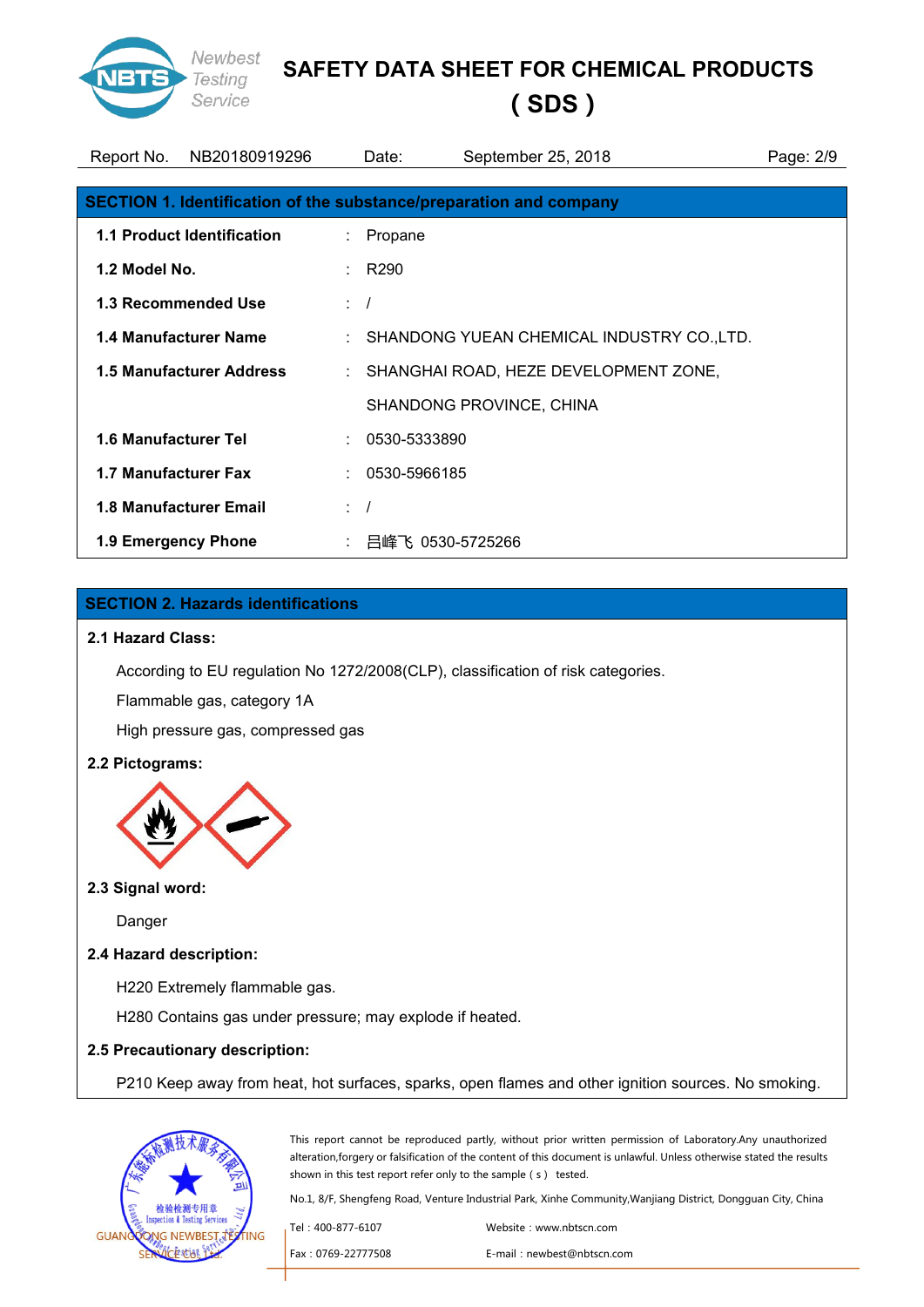## SECTION 1. Identification of the substance/preparation and company

| | | |
|---|---|---|
| **1.1 Product Identification** | : | Propane |
| **1.2 Model No.** | : | R290 |
| **1.3 Recommended Use** | : | / |
| **1.4 Manufacturer Name** | : | SHANDONG YUEAN CHEMICAL INDUSTRY CO.,LTD. |
| **1.5 Manufacturer Address** | : | SHANGHAI ROAD, HEZE DEVELOPMENT ZONE, SHANDONG PROVINCE, CHINA |
| **1.6 Manufacturer Tel** | : | 0530-5333890 |
| **1.7 Manufacturer Fax** | : | 0530-5966185 |
| **1.8 Manufacturer Email** | : | / |
| **1.9 Emergency Phone** | : | 吕峰飞 0530-5725266 |

## SECTION 2. Hazards identifications

**2.1 Hazard Class:**

According to EU regulation No 1272/2008(CLP), classification of risk categories.

Flammable gas, category 1A

High pressure gas, compressed gas

**2.2 Pictograms:**

**2.3 Signal word:**

Danger

**2.4 Hazard description:**

H220 Extremely flammable gas.

H280 Contains gas under pressure; may explode if heated.

**2.5 Precautionary description:**

P210 Keep away from heat, hot surfaces, sparks, open flames and other ignition sources. No smoking.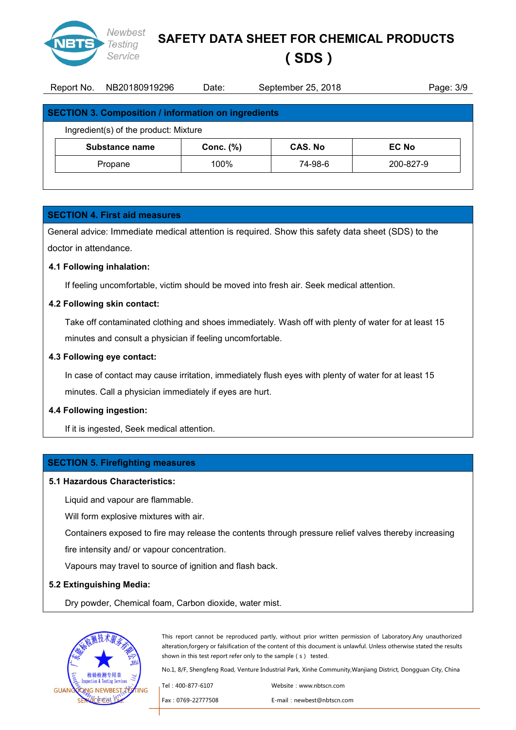## SECTION 3. Composition / information on ingredients

Ingredient(s) of the product: Mixture

| Substance name | Conc. (%) | CAS. No | EC No |
|---|---|---|---|
| Propane | 100% | 74-98-6 | 200-827-9 |

## SECTION 4. First aid measures

General advice: Immediate medical attention is required. Show this safety data sheet (SDS) to the doctor in attendance.

**4.1 Following inhalation:**

If feeling uncomfortable, victim should be moved into fresh air. Seek medical attention.

**4.2 Following skin contact:**

Take off contaminated clothing and shoes immediately. Wash off with plenty of water for at least 15 minutes and consult a physician if feeling uncomfortable.

**4.3 Following eye contact:**

In case of contact may cause irritation, immediately flush eyes with plenty of water for at least 15 minutes. Call a physician immediately if eyes are hurt.

**4.4 Following ingestion:**

If it is ingested, Seek medical attention.

## SECTION 5. Firefighting measures

**5.1 Hazardous Characteristics:**

Liquid and vapour are flammable.

Will form explosive mixtures with air.

Containers exposed to fire may release the contents through pressure relief valves thereby increasing fire intensity and/ or vapour concentration.

Vapours may travel to source of ignition and flash back.

**5.2 Extinguishing Media:**

Dry powder, Chemical foam, Carbon dioxide, water mist.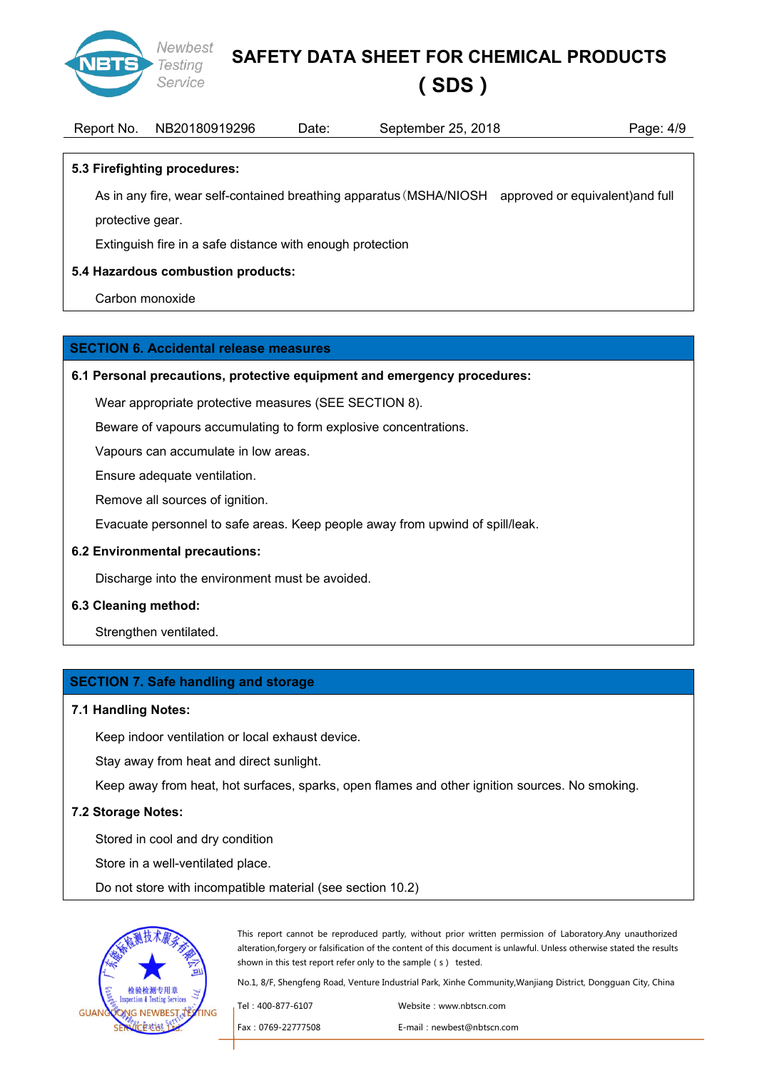**5.3 Firefighting procedures:**

As in any fire, wear self-contained breathing apparatus（MSHA/NIOSH approved or equivalent)and full protective gear.

Extinguish fire in a safe distance with enough protection

**5.4 Hazardous combustion products:**

Carbon monoxide

## SECTION 6. Accidental release measures

**6.1 Personal precautions, protective equipment and emergency procedures:**

Wear appropriate protective measures (SEE SECTION 8).

Beware of vapours accumulating to form explosive concentrations.

Vapours can accumulate in low areas.

Ensure adequate ventilation.

Remove all sources of ignition.

Evacuate personnel to safe areas. Keep people away from upwind of spill/leak.

**6.2 Environmental precautions:**

Discharge into the environment must be avoided.

**6.3 Cleaning method:**

Strengthen ventilated.

## SECTION 7. Safe handling and storage

**7.1 Handling Notes:**

Keep indoor ventilation or local exhaust device.

Stay away from heat and direct sunlight.

Keep away from heat, hot surfaces, sparks, open flames and other ignition sources. No smoking.

**7.2 Storage Notes:**

Stored in cool and dry condition

Store in a well-ventilated place.

Do not store with incompatible material (see section 10.2)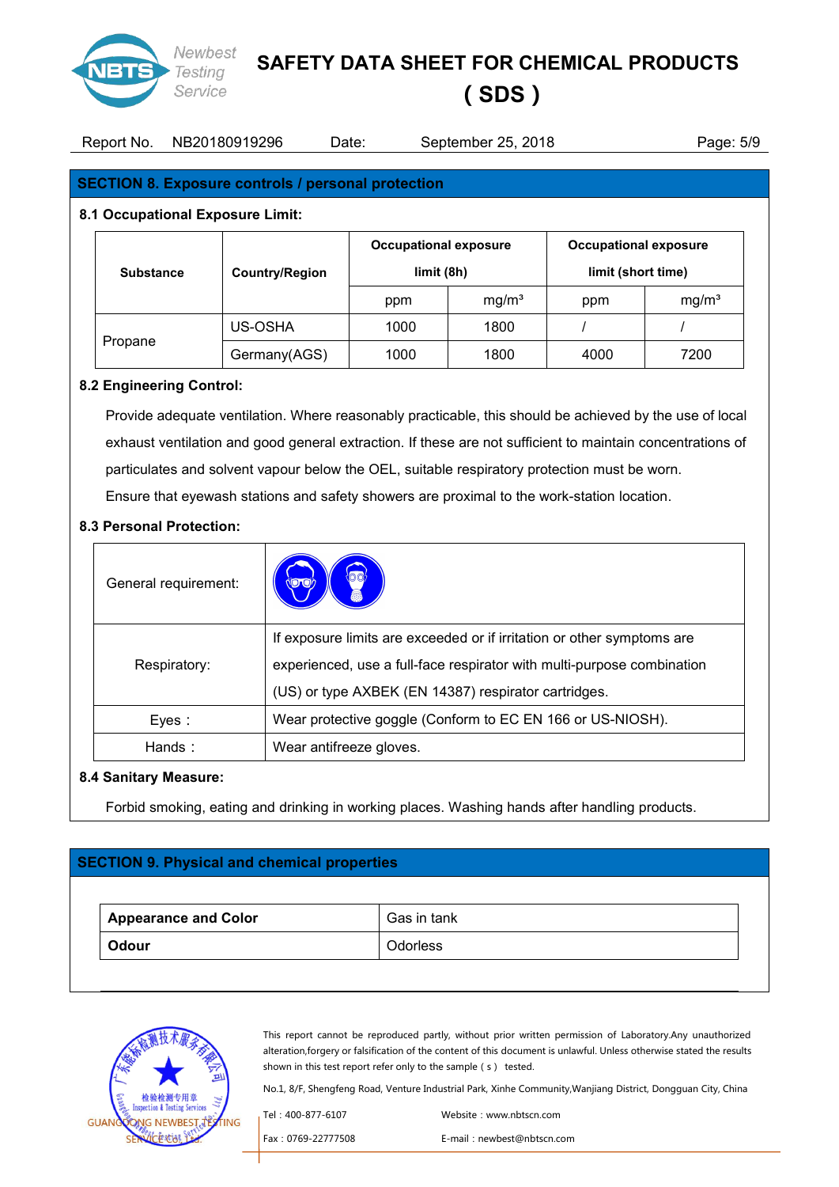## SECTION 8. Exposure controls / personal protection

### 8.1 Occupational Exposure Limit:

| Substance | Country/Region | Occupational exposure limit (8h) | | Occupational exposure limit (short time) | |
|---|---|---|---|---|---|
| | | ppm | mg/m³ | ppm | mg/m³ |
| Propane | US-OSHA | 1000 | 1800 | / | / |
| | Germany(AGS) | 1000 | 1800 | 4000 | 7200 |

### 8.2 Engineering Control:

Provide adequate ventilation. Where reasonably practicable, this should be achieved by the use of local exhaust ventilation and good general extraction. If these are not sufficient to maintain concentrations of particulates and solvent vapour below the OEL, suitable respiratory protection must be worn.

Ensure that eyewash stations and safety showers are proximal to the work-station location.

### 8.3 Personal Protection:

| | |
|---|---|
| General requirement: | |
| Respiratory: | If exposure limits are exceeded or if irritation or other symptoms are experienced, use a full-face respirator with multi-purpose combination (US) or type AXBEK (EN 14387) respirator cartridges. |
| Eyes： | Wear protective goggle (Conform to EC EN 166 or US-NIOSH). |
| Hands： | Wear antifreeze gloves. |

### 8.4 Sanitary Measure:

Forbid smoking, eating and drinking in working places. Washing hands after handling products.

## SECTION 9. Physical and chemical properties

| | |
|---|---|
| **Appearance and Color** | Gas in tank |
| **Odour** | Odorless |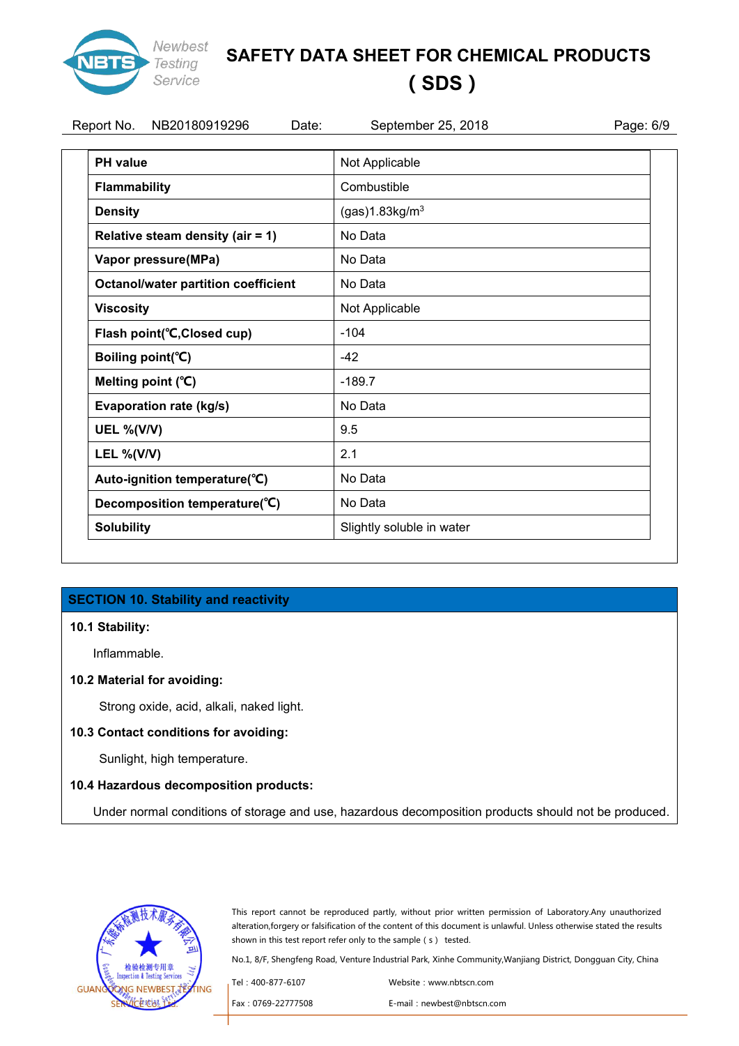| PH value | Not Applicable |
|---|---|
| Flammability | Combustible |
| Density | (gas)1.83kg/m$^3$ |
| Relative steam density (air = 1) | No Data |
| Vapor pressure(MPa) | No Data |
| Octanol/water partition coefficient | No Data |
| Viscosity | Not Applicable |
| Flash point(℃,Closed cup) | -104 |
| Boiling point(℃) | -42 |
| Melting point (℃) | -189.7 |
| Evaporation rate (kg/s) | No Data |
| UEL %(V/V) | 9.5 |
| LEL %(V/V) | 2.1 |
| Auto-ignition temperature(℃) | No Data |
| Decomposition temperature(℃) | No Data |
| Solubility | Slightly soluble in water |

## SECTION 10. Stability and reactivity

**10.1 Stability:**

Inflammable.

**10.2 Material for avoiding:**

Strong oxide, acid, alkali, naked light.

**10.3 Contact conditions for avoiding:**

Sunlight, high temperature.

**10.4 Hazardous decomposition products:**

Under normal conditions of storage and use, hazardous decomposition products should not be produced.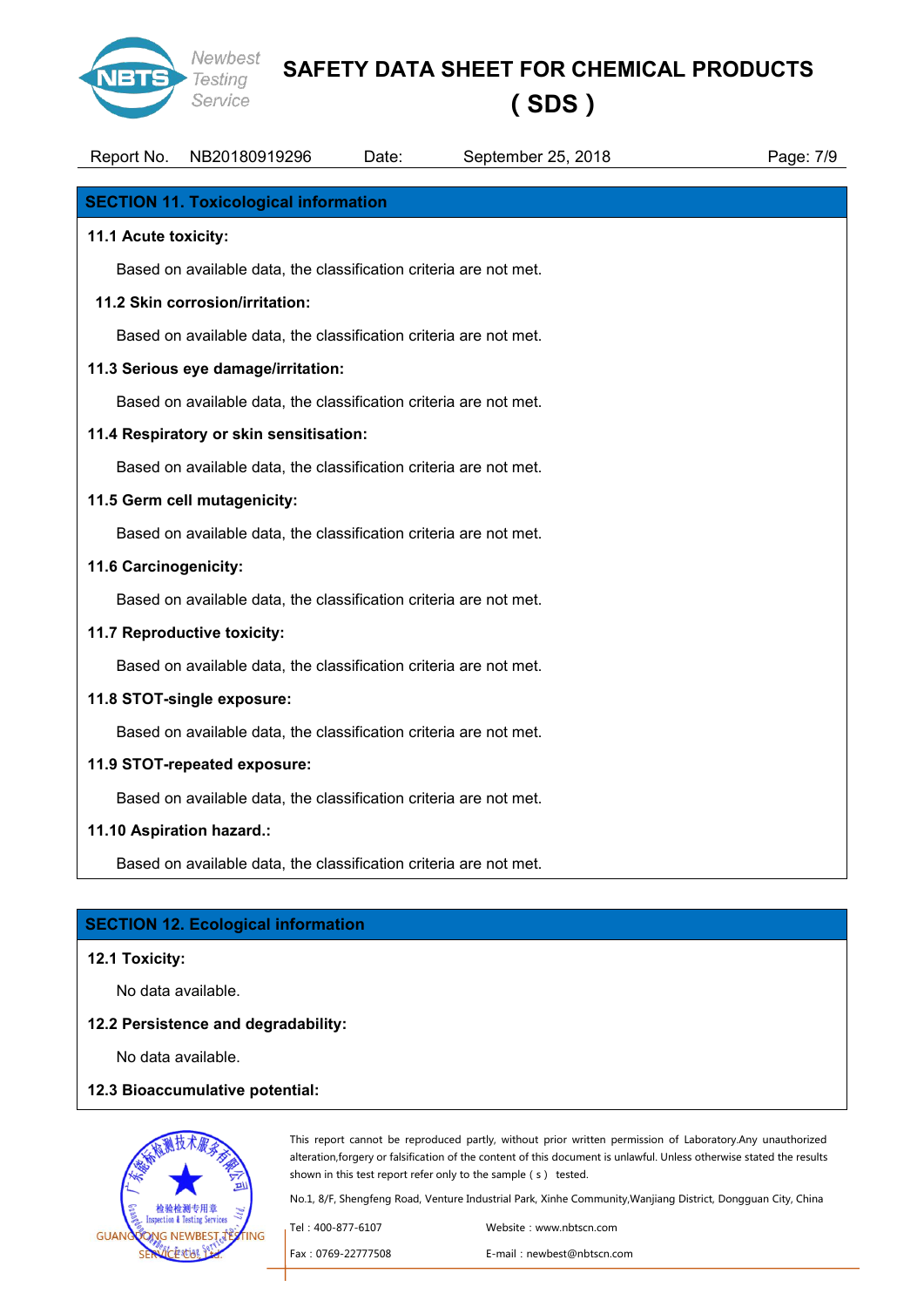## SECTION 11. Toxicological information

**11.1 Acute toxicity:**

Based on available data, the classification criteria are not met.

**11.2 Skin corrosion/irritation:**

Based on available data, the classification criteria are not met.

**11.3 Serious eye damage/irritation:**

Based on available data, the classification criteria are not met.

**11.4 Respiratory or skin sensitisation:**

Based on available data, the classification criteria are not met.

**11.5 Germ cell mutagenicity:**

Based on available data, the classification criteria are not met.

**11.6 Carcinogenicity:**

Based on available data, the classification criteria are not met.

**11.7 Reproductive toxicity:**

Based on available data, the classification criteria are not met.

**11.8 STOT-single exposure:**

Based on available data, the classification criteria are not met.

**11.9 STOT-repeated exposure:**

Based on available data, the classification criteria are not met.

**11.10 Aspiration hazard.:**

Based on available data, the classification criteria are not met.

## SECTION 12. Ecological information

**12.1 Toxicity:**

No data available.

**12.2 Persistence and degradability:**

No data available.

**12.3 Bioaccumulative potential:**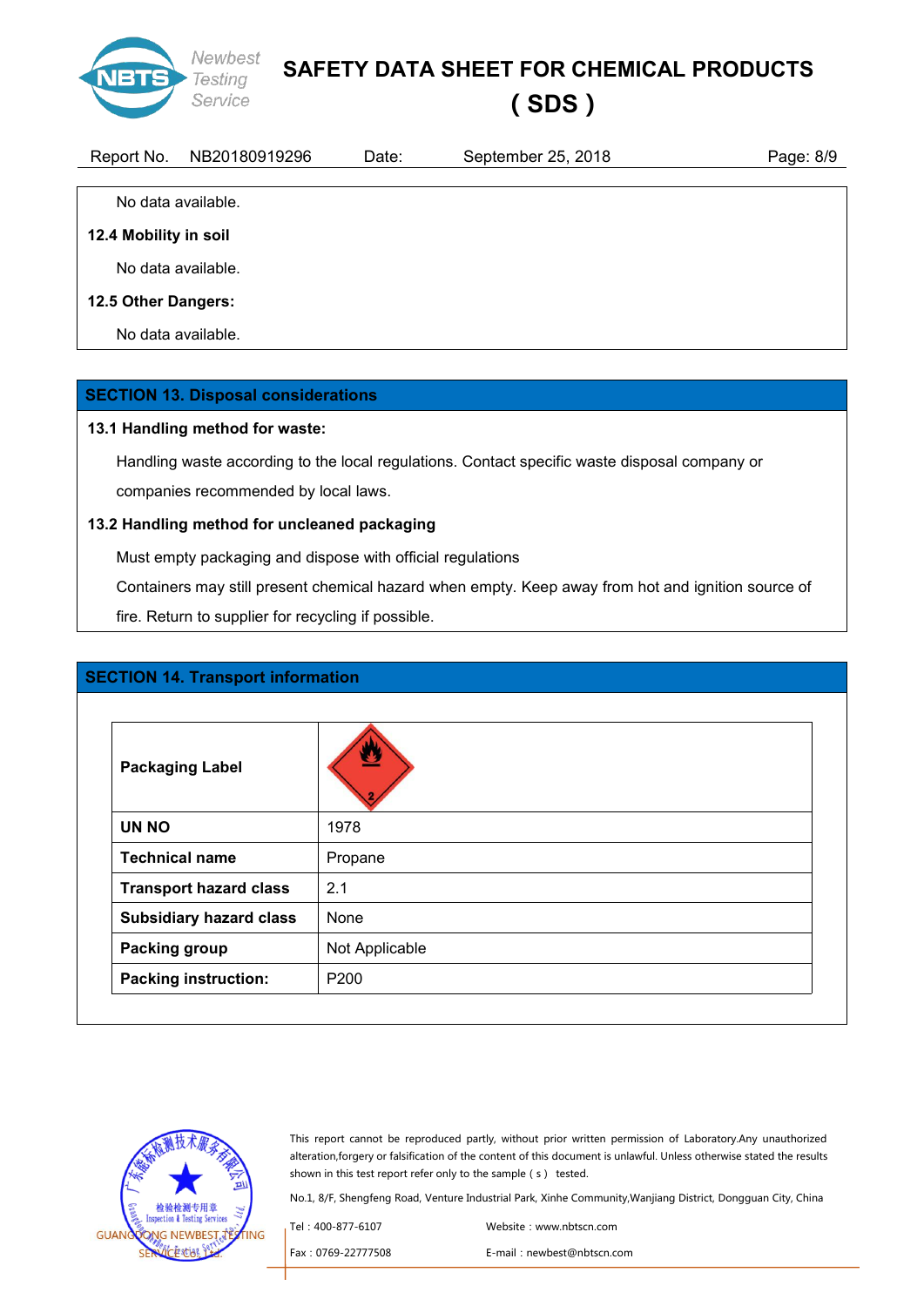No data available.

**12.4 Mobility in soil**

No data available.

**12.5 Other Dangers:**

No data available.

## SECTION 13. Disposal considerations

**13.1 Handling method for waste:**

Handling waste according to the local regulations. Contact specific waste disposal company or companies recommended by local laws.

**13.2 Handling method for uncleaned packaging**

Must empty packaging and dispose with official regulations

Containers may still present chemical hazard when empty. Keep away from hot and ignition source of fire. Return to supplier for recycling if possible.

## SECTION 14. Transport information

| **Packaging Label** | |
|---|---|
| **UN NO** | 1978 |
| **Technical name** | Propane |
| **Transport hazard class** | 2.1 |
| **Subsidiary hazard class** | None |
| **Packing group** | Not Applicable |
| **Packing instruction:** | P200 |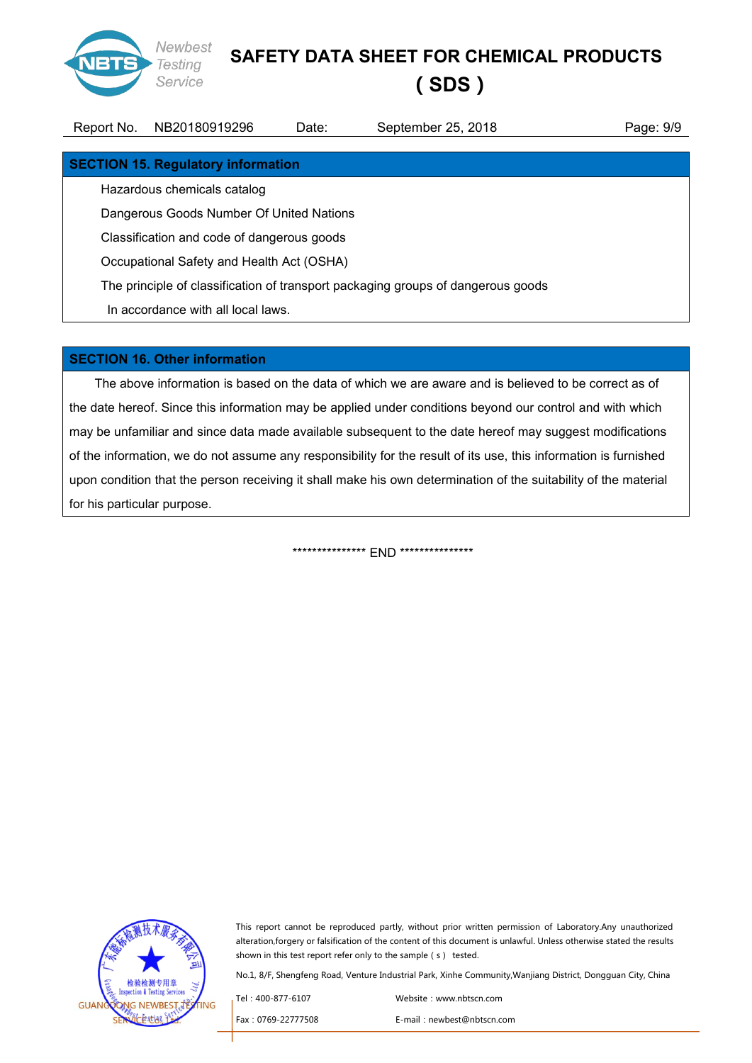## SECTION 15. Regulatory information

Hazardous chemicals catalog

Dangerous Goods Number Of United Nations

Classification and code of dangerous goods

Occupational Safety and Health Act (OSHA)

The principle of classification of transport packaging groups of dangerous goods

In accordance with all local laws.

## SECTION 16. Other information

The above information is based on the data of which we are aware and is believed to be correct as of the date hereof. Since this information may be applied under conditions beyond our control and with which may be unfamiliar and since data made available subsequent to the date hereof may suggest modifications of the information, we do not assume any responsibility for the result of its use, this information is furnished upon condition that the person receiving it shall make his own determination of the suitability of the material for his particular purpose.

*************** END ***************